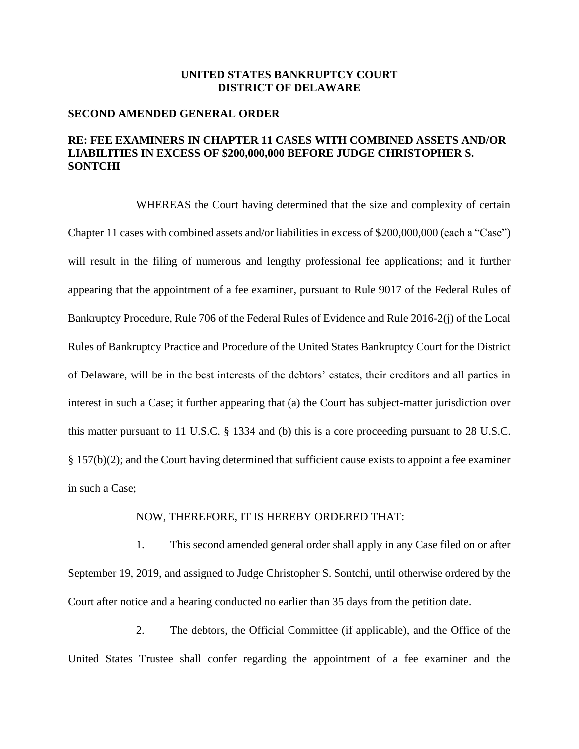**UNITED STATES BANKRUPTCY COURT**
**DISTRICT OF DELAWARE**

**SECOND AMENDED GENERAL ORDER**

**RE: FEE EXAMINERS IN CHAPTER 11 CASES WITH COMBINED ASSETS AND/OR LIABILITIES IN EXCESS OF $200,000,000 BEFORE JUDGE CHRISTOPHER S. SONTCHI**

WHEREAS the Court having determined that the size and complexity of certain Chapter 11 cases with combined assets and/or liabilities in excess of $200,000,000 (each a "Case") will result in the filing of numerous and lengthy professional fee applications; and it further appearing that the appointment of a fee examiner, pursuant to Rule 9017 of the Federal Rules of Bankruptcy Procedure, Rule 706 of the Federal Rules of Evidence and Rule 2016-2(j) of the Local Rules of Bankruptcy Practice and Procedure of the United States Bankruptcy Court for the District of Delaware, will be in the best interests of the debtors' estates, their creditors and all parties in interest in such a Case; it further appearing that (a) the Court has subject-matter jurisdiction over this matter pursuant to 11 U.S.C. § 1334 and (b) this is a core proceeding pursuant to 28 U.S.C. § 157(b)(2); and the Court having determined that sufficient cause exists to appoint a fee examiner in such a Case;

NOW, THEREFORE, IT IS HEREBY ORDERED THAT:

1. This second amended general order shall apply in any Case filed on or after September 19, 2019, and assigned to Judge Christopher S. Sontchi, until otherwise ordered by the Court after notice and a hearing conducted no earlier than 35 days from the petition date.

2. The debtors, the Official Committee (if applicable), and the Office of the United States Trustee shall confer regarding the appointment of a fee examiner and the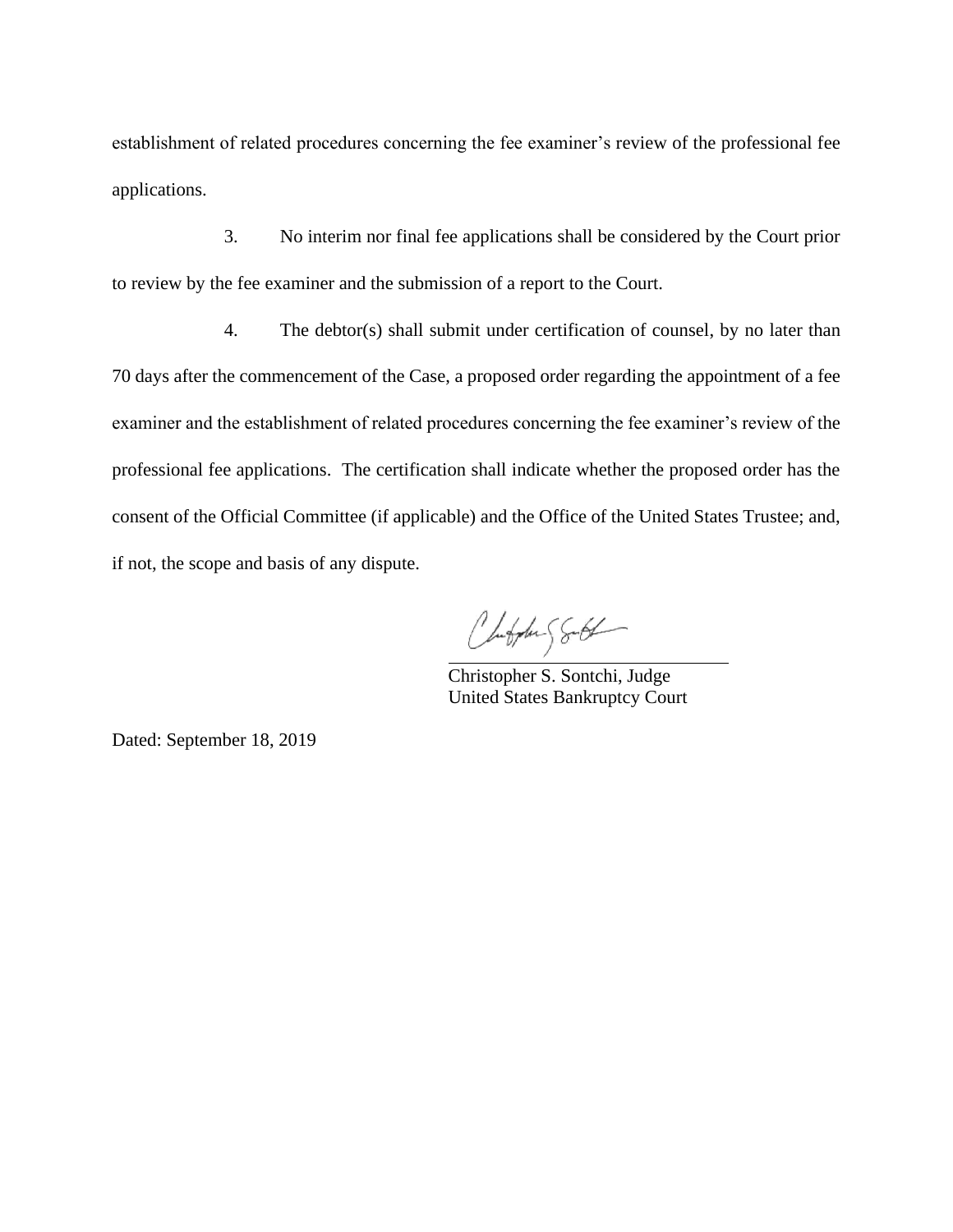establishment of related procedures concerning the fee examiner's review of the professional fee applications.

3. No interim nor final fee applications shall be considered by the Court prior to review by the fee examiner and the submission of a report to the Court.

4. The debtor(s) shall submit under certification of counsel, by no later than 70 days after the commencement of the Case, a proposed order regarding the appointment of a fee examiner and the establishment of related procedures concerning the fee examiner's review of the professional fee applications. The certification shall indicate whether the proposed order has the consent of the Official Committee (if applicable) and the Office of the United States Trustee; and, if not, the scope and basis of any dispute.

Christopher S. Sontchi, Judge
United States Bankruptcy Court

Dated: September 18, 2019